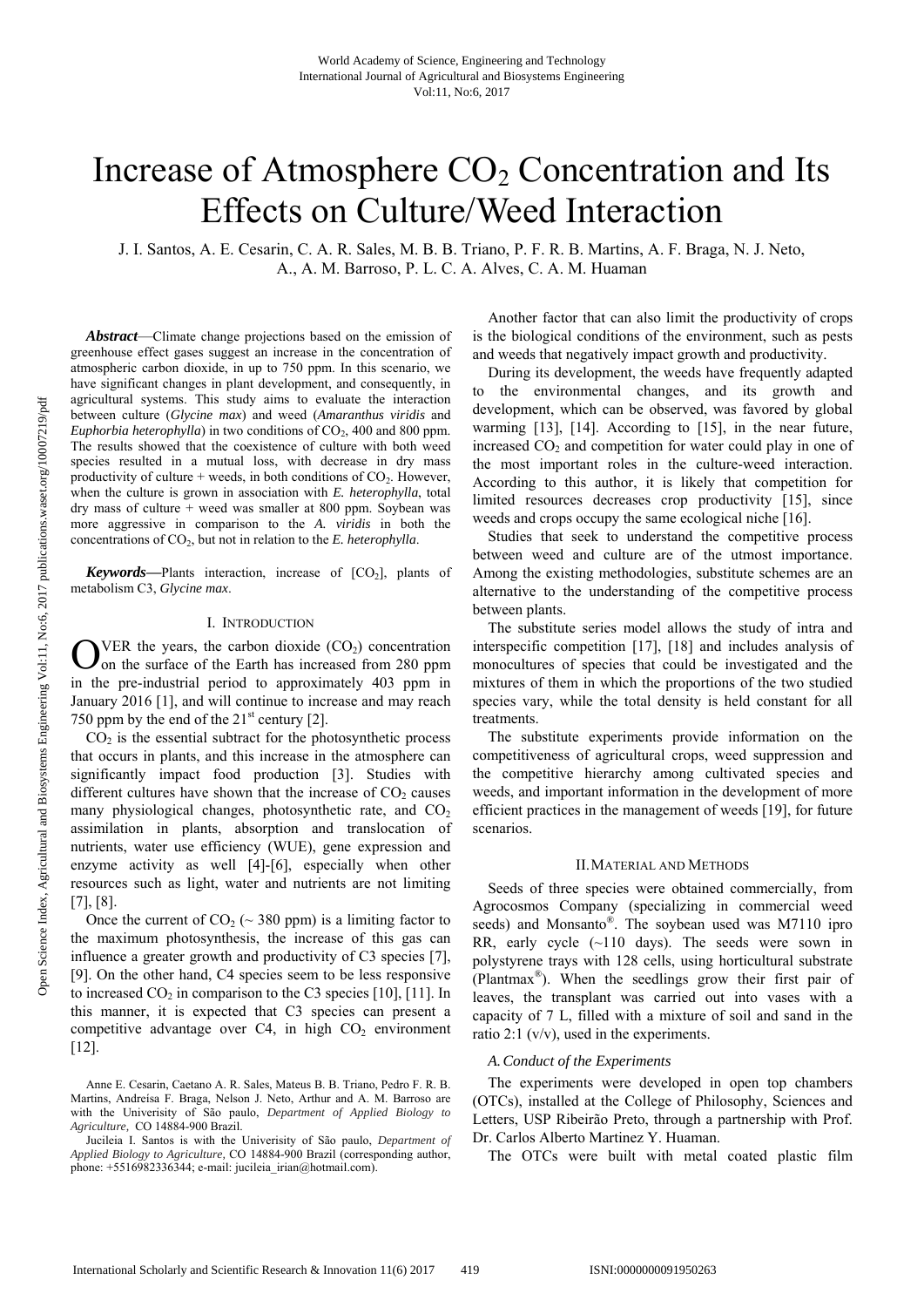# Increase of Atmosphere $CO_2$ Concentration and Its Effects on Culture/Weed Interaction

J. I. Santos, A. E. Cesarin, C. A. R. Sales, M. B. B. Triano, P. F. R. B. Martins, A. F. Braga, N. J. Neto, A., A. M. Barroso, P. L. C. A. Alves, C. A. M. Huaman

***Abstract*****—**Climate change projections based on the emission of greenhouse effect gases suggest an increase in the concentration of atmospheric carbon dioxide, in up to 750 ppm. In this scenario, we have significant changes in plant development, and consequently, in agricultural systems. This study aims to evaluate the interaction between culture (*Glycine max*) and weed (*Amaranthus viridis* and *Euphorbia heterophylla*) in two conditions of $CO_2$, 400 and 800 ppm. The results showed that the coexistence of culture with both weed species resulted in a mutual loss, with decrease in dry mass productivity of culture + weeds, in both conditions of $CO_2$. However, when the culture is grown in association with *E. heterophylla*, total dry mass of culture + weed was smaller at 800 ppm. Soybean was more aggressive in comparison to the *A. viridis* in both the concentrations of $CO_2$, but not in relation to the *E. heterophylla*.

***Keywords*****—**Plants interaction, increase of [$CO_2$], plants of metabolism C3, *Glycine max*.

## I. Introduction

OVER the years, the carbon dioxide ($CO_2$) concentration on the surface of the Earth has increased from 280 ppm in the pre-industrial period to approximately 403 ppm in January 2016 [1], and will continue to increase and may reach 750 ppm by the end of the 21st century [2].

$CO_2$ is the essential subtract for the photosynthetic process that occurs in plants, and this increase in the atmosphere can significantly impact food production [3]. Studies with different cultures have shown that the increase of $CO_2$ causes many physiological changes, photosynthetic rate, and $CO_2$ assimilation in plants, absorption and translocation of nutrients, water use efficiency (WUE), gene expression and enzyme activity as well [4]-[6], especially when other resources such as light, water and nutrients are not limiting [7], [8].

Once the current of $CO_2$ (~ 380 ppm) is a limiting factor to the maximum photosynthesis, the increase of this gas can influence a greater growth and productivity of C3 species [7], [9]. On the other hand, C4 species seem to be less responsive to increased $CO_2$ in comparison to the C3 species [10], [11]. In this manner, it is expected that C3 species can present a competitive advantage over C4, in high $CO_2$ environment [12].

Another factor that can also limit the productivity of crops is the biological conditions of the environment, such as pests and weeds that negatively impact growth and productivity.

During its development, the weeds have frequently adapted to the environmental changes, and its growth and development, which can be observed, was favored by global warming [13], [14]. According to [15], in the near future, increased $CO_2$ and competition for water could play in one of the most important roles in the culture-weed interaction. According to this author, it is likely that competition for limited resources decreases crop productivity [15], since weeds and crops occupy the same ecological niche [16].

Studies that seek to understand the competitive process between weed and culture are of the utmost importance. Among the existing methodologies, substitute schemes are an alternative to the understanding of the competitive process between plants.

The substitute series model allows the study of intra and interspecific competition [17], [18] and includes analysis of monocultures of species that could be investigated and the mixtures of them in which the proportions of the two studied species vary, while the total density is held constant for all treatments.

The substitute experiments provide information on the competitiveness of agricultural crops, weed suppression and the competitive hierarchy among cultivated species and weeds, and important information in the development of more efficient practices in the management of weeds [19], for future scenarios.

## II. Material and Methods

Seeds of three species were obtained commercially, from Agrocosmos Company (specializing in commercial weed seeds) and Monsanto®. The soybean used was M7110 ipro RR, early cycle (~110 days). The seeds were sown in polystyrene trays with 128 cells, using horticultural substrate (Plantmax®). When the seedlings grow their first pair of leaves, the transplant was carried out into vases with a capacity of 7 L, filled with a mixture of soil and sand in the ratio 2:1 (v/v), used in the experiments.

### A. Conduct of the Experiments

The experiments were developed in open top chambers (OTCs), installed at the College of Philosophy, Sciences and Letters, USP Ribeirão Preto, through a partnership with Prof. Dr. Carlos Alberto Martinez Y. Huaman.

The OTCs were built with metal coated plastic film

Anne E. Cesarin, Caetano A. R. Sales, Mateus B. B. Triano, Pedro F. R. B. Martins, Andreisa F. Braga, Nelson J. Neto, Arthur and A. M. Barroso are with the Univerisity of São paulo, *Department of Applied Biology to Agriculture,* CO 14884-900 Brazil.

Jucileia I. Santos is with the Univerisity of São paulo, *Department of Applied Biology to Agriculture*, CO 14884-900 Brazil (corresponding author, phone: +5516982336344; e-mail: jucileia_irian@hotmail.com).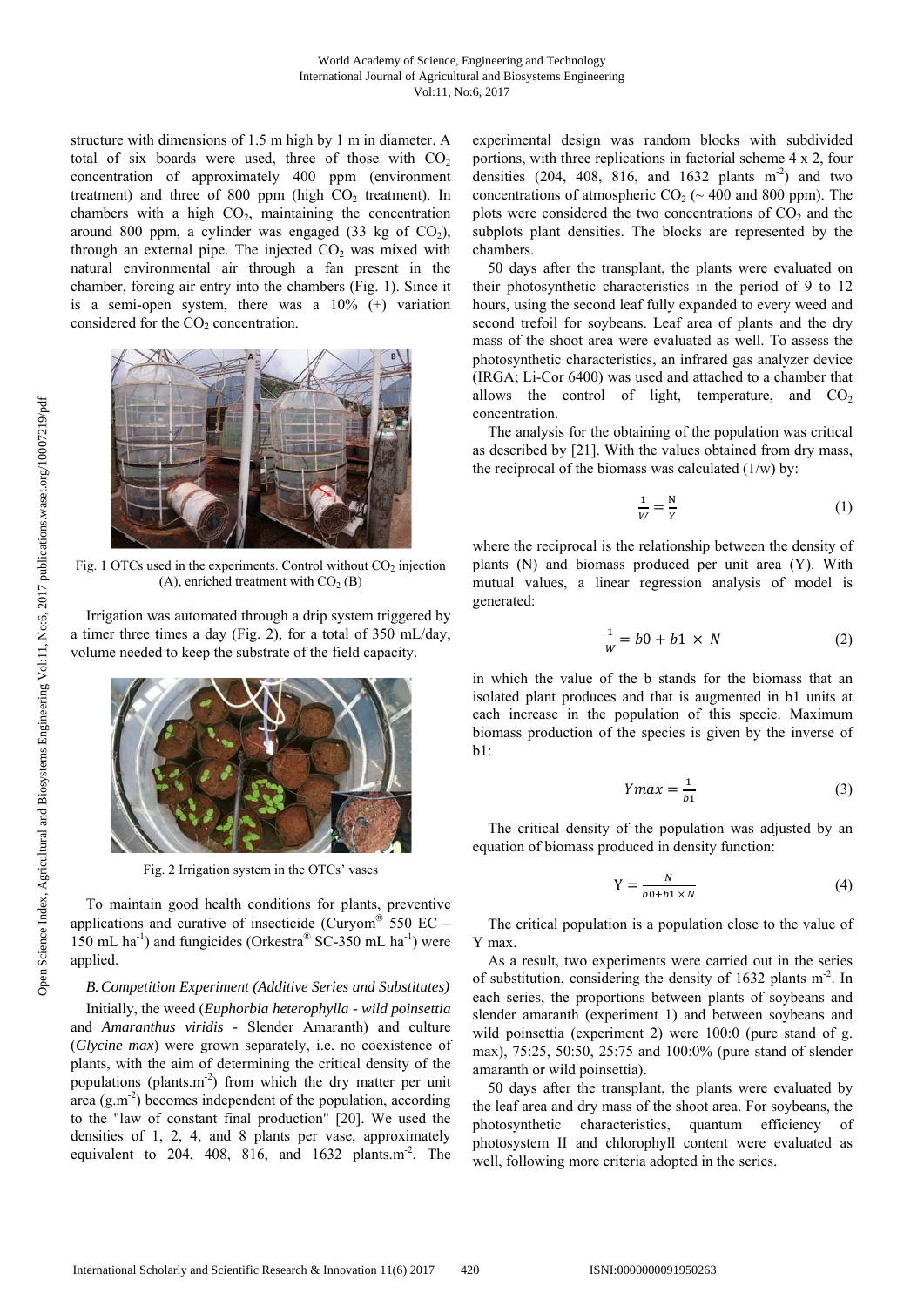structure with dimensions of 1.5 m high by 1 m in diameter. A total of six boards were used, three of those with $CO_2$ concentration of approximately 400 ppm (environment treatment) and three of 800 ppm (high $CO_2$ treatment). In chambers with a high $CO_2$, maintaining the concentration around 800 ppm, a cylinder was engaged (33 kg of $CO_2$), through an external pipe. The injected $CO_2$ was mixed with natural environmental air through a fan present in the chamber, forcing air entry into the chambers (Fig. 1). Since it is a semi-open system, there was a 10% (±) variation considered for the $CO_2$ concentration.

Fig. 1 OTCs used in the experiments. Control without $CO_2$ injection (A), enriched treatment with $CO_2$ (B)

Irrigation was automated through a drip system triggered by a timer three times a day (Fig. 2), for a total of 350 mL/day, volume needed to keep the substrate of the field capacity.

Fig. 2 Irrigation system in the OTCs' vases

To maintain good health conditions for plants, preventive applications and curative of insecticide (Curyom® 550 EC – 150 mL ha$^{-1}$) and fungicides (Orkestra® SC-350 mL ha$^{-1}$) were applied.

### B. Competition Experiment (Additive Series and Substitutes)

Initially, the weed (*Euphorbia heterophyllа - wild poinsettia* and *Amaranthus viridis* - Slender Amaranth) and culture (*Glycine max*) were grown separately, i.e. no coexistence of plants, with the aim of determining the critical density of the populations (plants.m$^{-2}$) from which the dry matter per unit area (g.m$^{-2}$) becomes independent of the population, according to the "law of constant final production" [20]. We used the densities of 1, 2, 4, and 8 plants per vase, approximately equivalent to 204, 408, 816, and 1632 plants.m$^{-2}$. The experimental design was random blocks with subdivided portions, with three replications in factorial scheme 4 x 2, four densities (204, 408, 816, and 1632 plants m$^{-2}$) and two concentrations of atmospheric $CO_2$ (~ 400 and 800 ppm). The plots were considered the two concentrations of $CO_2$ and the subplots plant densities. The blocks are represented by the chambers.

50 days after the transplant, the plants were evaluated on their photosynthetic characteristics in the period of 9 to 12 hours, using the second leaf fully expanded to every weed and second trefoil for soybeans. Leaf area of plants and the dry mass of the shoot area were evaluated as well. To assess the photosynthetic characteristics, an infrared gas analyzer device (IRGA; Li-Cor 6400) was used and attached to a chamber that allows the control of light, temperature, and $CO_2$ concentration.

The analysis for the obtaining of the population was critical as described by [21]. With the values obtained from dry mass, the reciprocal of the biomass was calculated (1/w) by:

$$\frac{1}{W} = \frac{N}{Y} \tag{1}$$

where the reciprocal is the relationship between the density of plants (N) and biomass produced per unit area (Y). With mutual values, a linear regression analysis of model is generated:

$$\frac{1}{W} = b0 + b1 \times N \tag{2}$$

in which the value of the b stands for the biomass that an isolated plant produces and that is augmented in b1 units at each increase in the population of this specie. Maximum biomass production of the species is given by the inverse of b1:

$$Ymax = \frac{1}{b1} \tag{3}$$

The critical density of the population was adjusted by an equation of biomass produced in density function:

$$Y = \frac{N}{b0 + b1 \times N} \tag{4}$$

The critical population is a population close to the value of Y max.

As a result, two experiments were carried out in the series of substitution, considering the density of 1632 plants m$^{-2}$. In each series, the proportions between plants of soybeans and slender amaranth (experiment 1) and between soybeans and wild poinsettia (experiment 2) were 100:0 (pure stand of g. max), 75:25, 50:50, 25:75 and 100:0% (pure stand of slender amaranth or wild poinsettia).

50 days after the transplant, the plants were evaluated by the leaf area and dry mass of the shoot area. For soybeans, the photosynthetic characteristics, quantum efficiency of photosystem II and chlorophyll content were evaluated as well, following more criteria adopted in the series.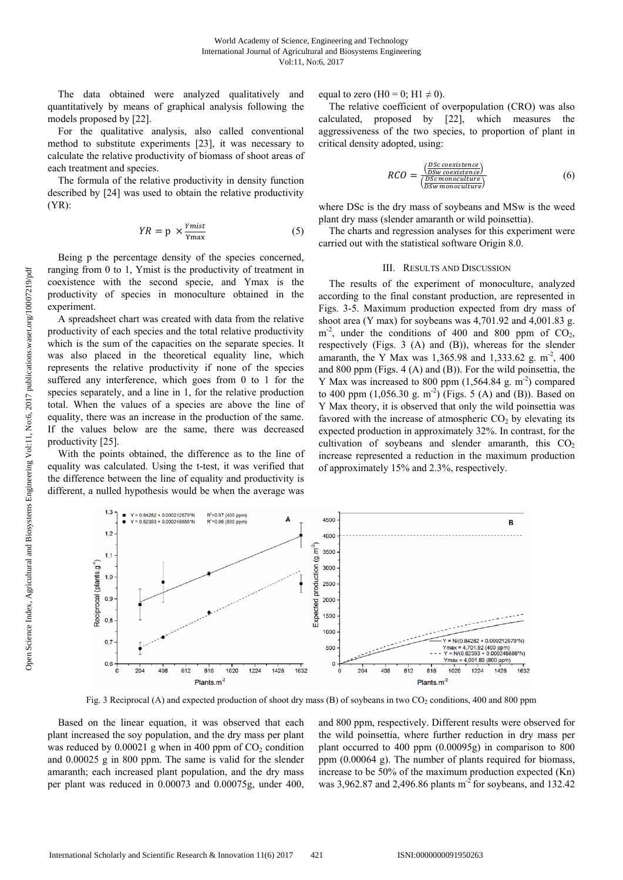The data obtained were analyzed qualitatively and quantitatively by means of graphical analysis following the models proposed by [22].

For the qualitative analysis, also called conventional method to substitute experiments [23], it was necessary to calculate the relative productivity of biomass of shoot areas of each treatment and species.

The formula of the relative productivity in density function described by [24] was used to obtain the relative productivity (YR):

$$YR = \text{p} \times \frac{Ymist}{\text{Ymax}} \quad (5)$$

Being p the percentage density of the species concerned, ranging from 0 to 1, Ymist is the productivity of treatment in coexistence with the second specie, and Ymax is the productivity of species in monoculture obtained in the experiment.

A spreadsheet chart was created with data from the relative productivity of each species and the total relative productivity which is the sum of the capacities on the separate species. It was also placed in the theoretical equality line, which represents the relative productivity if none of the species suffered any interference, which goes from 0 to 1 for the species separately, and a line in 1, for the relative production total. When the values of a species are above the line of equality, there was an increase in the production of the same. If the values below are the same, there was decreased productivity [25].

With the points obtained, the difference as to the line of equality was calculated. Using the t-test, it was verified that the difference between the line of equality and productivity is different, a nulled hypothesis would be when the average was equal to zero (H0 = 0; H1 ≠ 0).

The relative coefficient of overpopulation (CRO) was also calculated, proposed by [22], which measures the aggressiveness of the two species, to proportion of plant in critical density adopted, using:

$$RCO = \frac{\left(\frac{DSc\ coexistence}{DSw\ coexistence}\right)}{\left(\frac{DSc\ monoculture}{DSw\ monoculture}\right)} \quad (6)$$

where DSc is the dry mass of soybeans and MSw is the weed plant dry mass (slender amaranth or wild poinsettia).

The charts and regression analyses for this experiment were carried out with the statistical software Origin 8.0.

## III. Results and Discussion

The results of the experiment of monoculture, analyzed according to the final constant production, are represented in Figs. 3-5. Maximum production expected from dry mass of shoot area (Y max) for soybeans was 4,701.92 and 4,001.83 g. m$^{-2}$, under the conditions of 400 and 800 ppm of $CO_2$, respectively (Figs. 3 (A) and (B)), whereas for the slender amaranth, the Y Max was 1,365.98 and 1,333.62 g. m$^{-2}$, 400 and 800 ppm (Figs. 4 (A) and (B)). For the wild poinsettia, the Y Max was increased to 800 ppm (1,564.84 g. m$^{-2}$) compared to 400 ppm (1,056.30 g. m$^{-2}$) (Figs. 5 (A) and (B)). Based on Y Max theory, it is observed that only the wild poinsettia was favored with the increase of atmospheric $CO_2$ by elevating its expected production in approximately 32%. In contrast, for the cultivation of soybeans and slender amaranth, this $CO_2$ increase represented a reduction in the maximum production of approximately 15% and 2.3%, respectively.

Fig. 3 Reciprocal (A) and expected production of shoot dry mass (B) of soybeans in two $CO_2$ conditions, 400 and 800 ppm

Based on the linear equation, it was observed that each plant increased the soy population, and the dry mass per plant was reduced by 0.00021 g when in 400 ppm of $CO_2$ condition and 0.00025 g in 800 ppm. The same is valid for the slender amaranth; each increased plant population, and the dry mass per plant was reduced in 0.00073 and 0.00075g, under 400, and 800 ppm, respectively. Different results were observed for the wild poinsettia, where further reduction in dry mass per plant occurred to 400 ppm (0.00095g) in comparison to 800 ppm (0.00064 g). The number of plants required for biomass, increase to be 50% of the maximum production expected (Kn) was 3,962.87 and 2,496.86 plants m$^{-2}$ for soybeans, and 132.42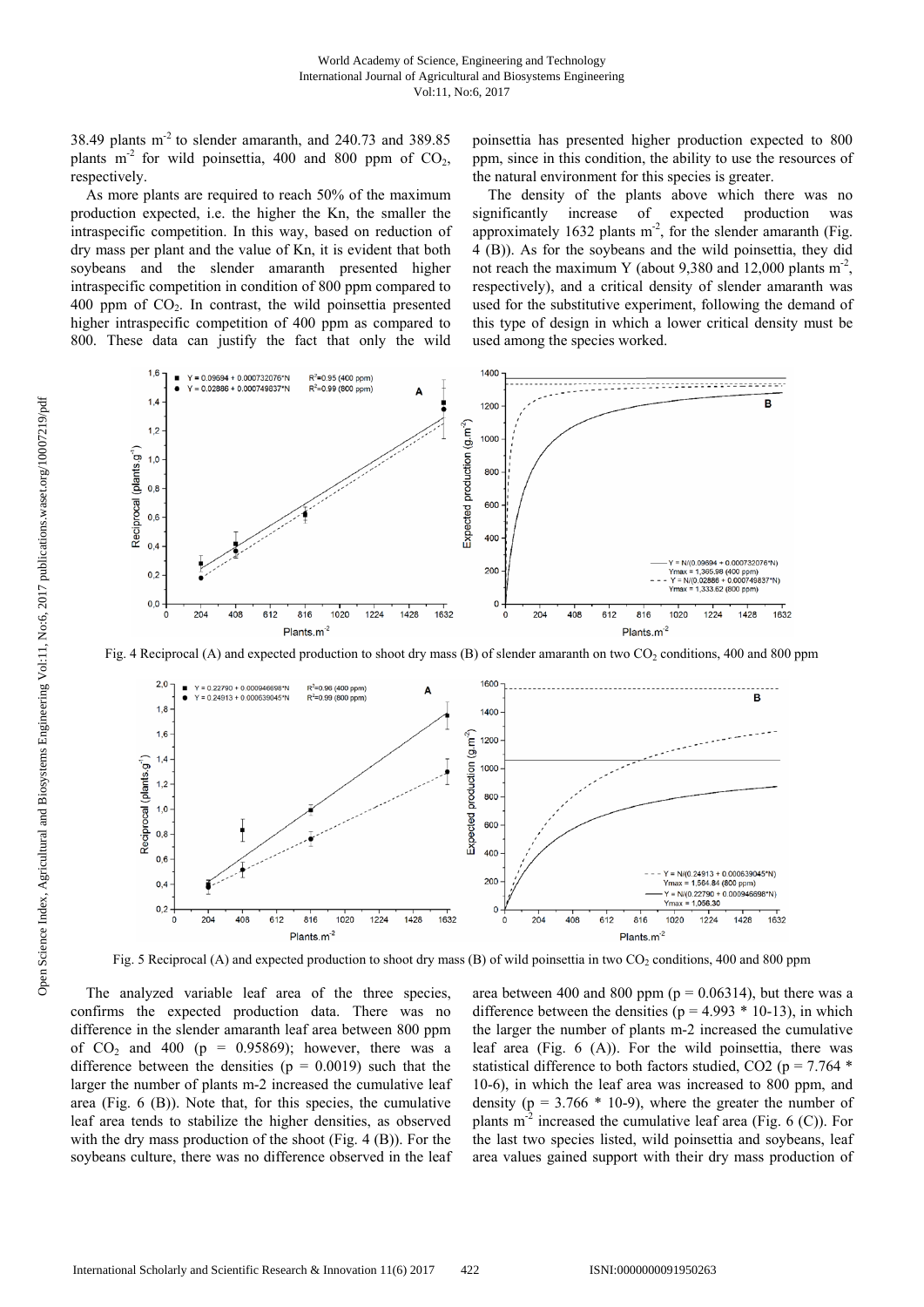38.49 plants $m^{-2}$ to slender amaranth, and 240.73 and 389.85 plants $m^{-2}$ for wild poinsettia, 400 and 800 ppm of $CO_2$, respectively.

As more plants are required to reach 50% of the maximum production expected, i.e. the higher the Kn, the smaller the intraspecific competition. In this way, based on reduction of dry mass per plant and the value of Kn, it is evident that both soybeans and the slender amaranth presented higher intraspecific competition in condition of 800 ppm compared to 400 ppm of $CO_2$. In contrast, the wild poinsettia presented higher intraspecific competition of 400 ppm as compared to 800. These data can justify the fact that only the wild poinsettia has presented higher production expected to 800 ppm, since in this condition, the ability to use the resources of the natural environment for this species is greater.

The density of the plants above which there was no significantly increase of expected production was approximately 1632 plants $m^{-2}$, for the slender amaranth (Fig. 4 (B)). As for the soybeans and the wild poinsettia, they did not reach the maximum Y (about 9,380 and 12,000 plants $m^{-2}$, respectively), and a critical density of slender amaranth was used for the substitutive experiment, following the demand of this type of design in which a lower critical density must be used among the species worked.

Fig. 4 Reciprocal (A) and expected production to shoot dry mass (B) of slender amaranth on two $CO_2$ conditions, 400 and 800 ppm

Fig. 5 Reciprocal (A) and expected production to shoot dry mass (B) of wild poinsettia in two $CO_2$ conditions, 400 and 800 ppm

The analyzed variable leaf area of the three species, confirms the expected production data. There was no difference in the slender amaranth leaf area between 800 ppm of $CO_2$ and 400 ($p = 0.95869$); however, there was a difference between the densities ($p = 0.0019$) such that the larger the number of plants m-2 increased the cumulative leaf area (Fig. 6 (B)). Note that, for this species, the cumulative leaf area tends to stabilize the higher densities, as observed with the dry mass production of the shoot (Fig. 4 (B)). For the soybeans culture, there was no difference observed in the leaf area between 400 and 800 ppm ($p = 0.06314$), but there was a difference between the densities ($p = 4.993 * 10\text{-}13$), in which the larger the number of plants m-2 increased the cumulative leaf area (Fig. 6 (A)). For the wild poinsettia, there was statistical difference to both factors studied, CO2 ($p = 7.764 * 10\text{-}6$), in which the leaf area was increased to 800 ppm, and density ($p = 3.766 * 10\text{-}9$), where the greater the number of plants $m^{-2}$ increased the cumulative leaf area (Fig. 6 (C)). For the last two species listed, wild poinsettia and soybeans, leaf area values gained support with their dry mass production of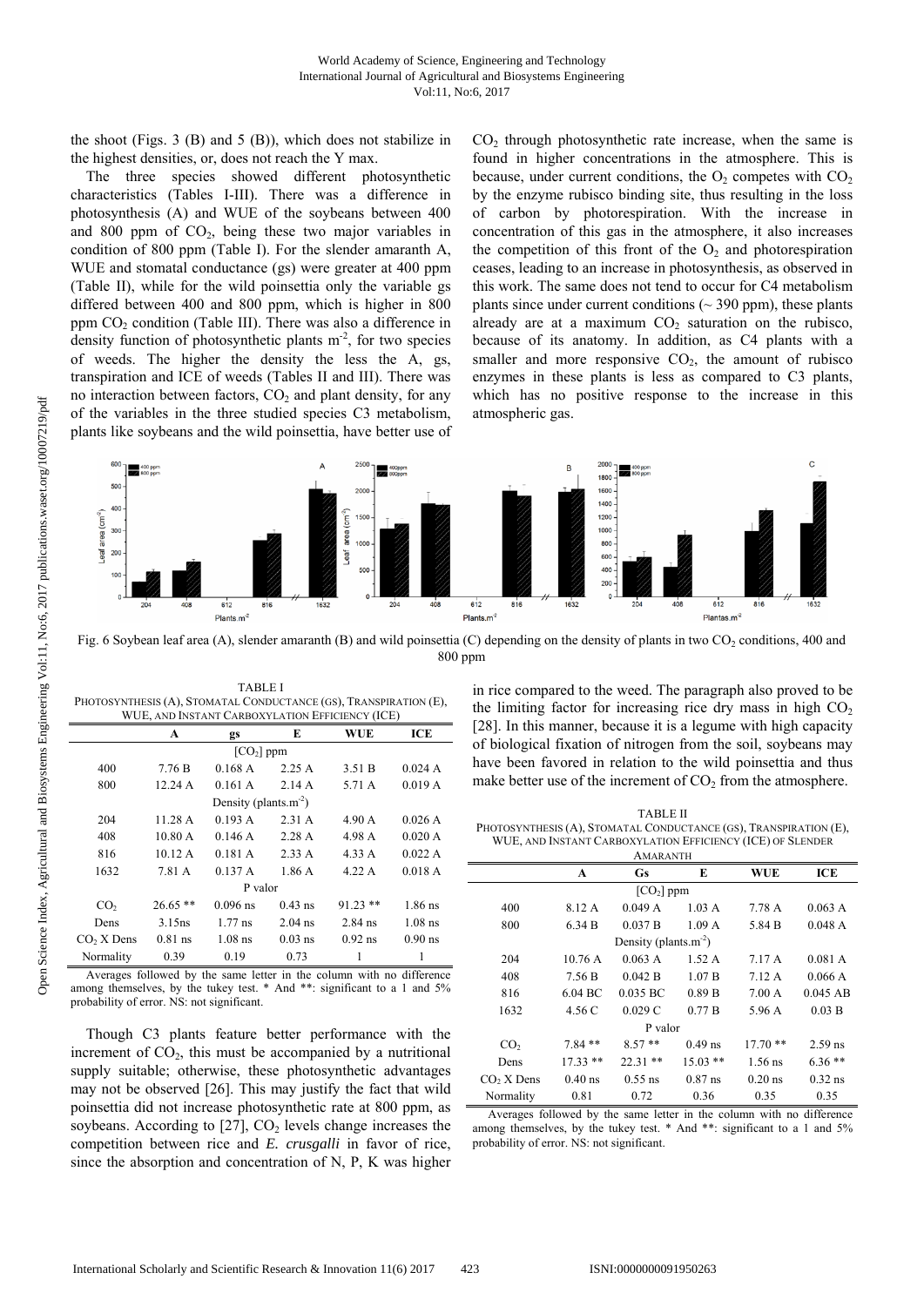the shoot (Figs. 3 (B) and 5 (B)), which does not stabilize in the highest densities, or, does not reach the Y max.

The three species showed different photosynthetic characteristics (Tables I-III). There was a difference in photosynthesis (A) and WUE of the soybeans between 400 and 800 ppm of $CO_2$, being these two major variables in condition of 800 ppm (Table I). For the slender amaranth A, WUE and stomatal conductance (gs) were greater at 400 ppm (Table II), while for the wild poinsettia only the variable gs differed between 400 and 800 ppm, which is higher in 800 ppm $CO_2$ condition (Table III). There was also a difference in density function of photosynthetic plants $m^{-2}$, for two species of weeds. The higher the density the less the A, gs, transpiration and ICE of weeds (Tables II and III). There was no interaction between factors, $CO_2$ and plant density, for any of the variables in the three studied species C3 metabolism, plants like soybeans and the wild poinsettia, have better use of $CO_2$ through photosynthetic rate increase, when the same is found in higher concentrations in the atmosphere. This is because, under current conditions, the $O_2$ competes with $CO_2$ by the enzyme rubisco binding site, thus resulting in the loss of carbon by photorespiration. With the increase in concentration of this gas in the atmosphere, it also increases the competition of this front of the $O_2$ and photorespiration ceases, leading to an increase in photosynthesis, as observed in this work. The same does not tend to occur for C4 metabolism plants since under current conditions (~ 390 ppm), these plants already are at a maximum $CO_2$ saturation on the rubisco, because of its anatomy. In addition, as C4 plants with a smaller and more responsive $CO_2$, the amount of rubisco enzymes in these plants is less as compared to C3 plants, which has no positive response to the increase in this atmospheric gas.

Fig. 6 Soybean leaf area (A), slender amaranth (B) and wild poinsettia (C) depending on the density of plants in two $CO_2$ conditions, 400 and 800 ppm

TABLE I
PHOTOSYNTHESIS (A), STOMATAL CONDUCTANCE (GS), TRANSPIRATION (E), WUE, AND INSTANT CARBOXYLATION EFFICIENCY (ICE)

| | A | gs | E | WUE | ICE |
|---|---|---|---|---|---|
| | | $[CO_2]$ ppm | | | |
| 400 | 7.76 B | 0.168 A | 2.25 A | 3.51 B | 0.024 A |
| 800 | 12.24 A | 0.161 A | 2.14 A | 5.71 A | 0.019 A |
| | | Density (plants.$m^{-2}$) | | | |
| 204 | 11.28 A | 0.193 A | 2.31 A | 4.90 A | 0.026 A |
| 408 | 10.80 A | 0.146 A | 2.28 A | 4.98 A | 0.020 A |
| 816 | 10.12 A | 0.181 A | 2.33 A | 4.33 A | 0.022 A |
| 1632 | 7.81 A | 0.137 A | 1.86 A | 4.22 A | 0.018 A |
| | | P valor | | | |
| $CO_2$ | 26.65 ** | 0.096 ns | 0.43 ns | 91.23 ** | 1.86 ns |
| Dens | 3.15ns | 1.77 ns | 2.04 ns | 2.84 ns | 1.08 ns |
| $CO_2$ X Dens | 0.81 ns | 1.08 ns | 0.03 ns | 0.92 ns | 0.90 ns |
| Normality | 0.39 | 0.19 | 0.73 | 1 | 1 |

Averages followed by the same letter in the column with no difference among themselves, by the tukey test. * And **: significant to a 1 and 5% probability of error. NS: not significant.

Though C3 plants feature better performance with the increment of $CO_2$, this must be accompanied by a nutritional supply suitable; otherwise, these photosynthetic advantages may not be observed [26]. This may justify the fact that wild poinsettia did not increase photosynthetic rate at 800 ppm, as soybeans. According to [27], $CO_2$ levels change increases the competition between rice and *E. crusgalli* in favor of rice, since the absorption and concentration of N, P, K was higher in rice compared to the weed. The paragraph also proved to be the limiting factor for increasing rice dry mass in high $CO_2$ [28]. In this manner, because it is a legume with high capacity of biological fixation of nitrogen from the soil, soybeans may have been favored in relation to the wild poinsettia and thus make better use of the increment of $CO_2$ from the atmosphere.

TABLE II
PHOTOSYNTHESIS (A), STOMATAL CONDUCTANCE (GS), TRANSPIRATION (E), WUE, AND INSTANT CARBOXYLATION EFFICIENCY (ICE) OF SLENDER AMARANTH

| | A | Gs | E | WUE | ICE |
|---|---|---|---|---|---|
| | | $[CO_2]$ ppm | | | |
| 400 | 8.12 A | 0.049 A | 1.03 A | 7.78 A | 0.063 A |
| 800 | 6.34 B | 0.037 B | 1.09 A | 5.84 B | 0.048 A |
| | | Density (plants.$m^{-2}$) | | | |
| 204 | 10.76 A | 0.063 A | 1.52 A | 7.17 A | 0.081 A |
| 408 | 7.56 B | 0.042 B | 1.07 B | 7.12 A | 0.066 A |
| 816 | 6.04 BC | 0.035 BC | 0.89 B | 7.00 A | 0.045 AB |
| 1632 | 4.56 C | 0.029 C | 0.77 B | 5.96 A | 0.03 B |
| | | P valor | | | |
| $CO_2$ | 7.84 ** | 8.57 ** | 0.49 ns | 17.70 ** | 2.59 ns |
| Dens | 17.33 ** | 22.31 ** | 15.03 ** | 1.56 ns | 6.36 ** |
| $CO_2$ X Dens | 0.40 ns | 0.55 ns | 0.87 ns | 0.20 ns | 0.32 ns |
| Normality | 0.81 | 0.72 | 0.36 | 0.35 | 0.35 |

Averages followed by the same letter in the column with no difference among themselves, by the tukey test. * And **: significant to a 1 and 5% probability of error. NS: not significant.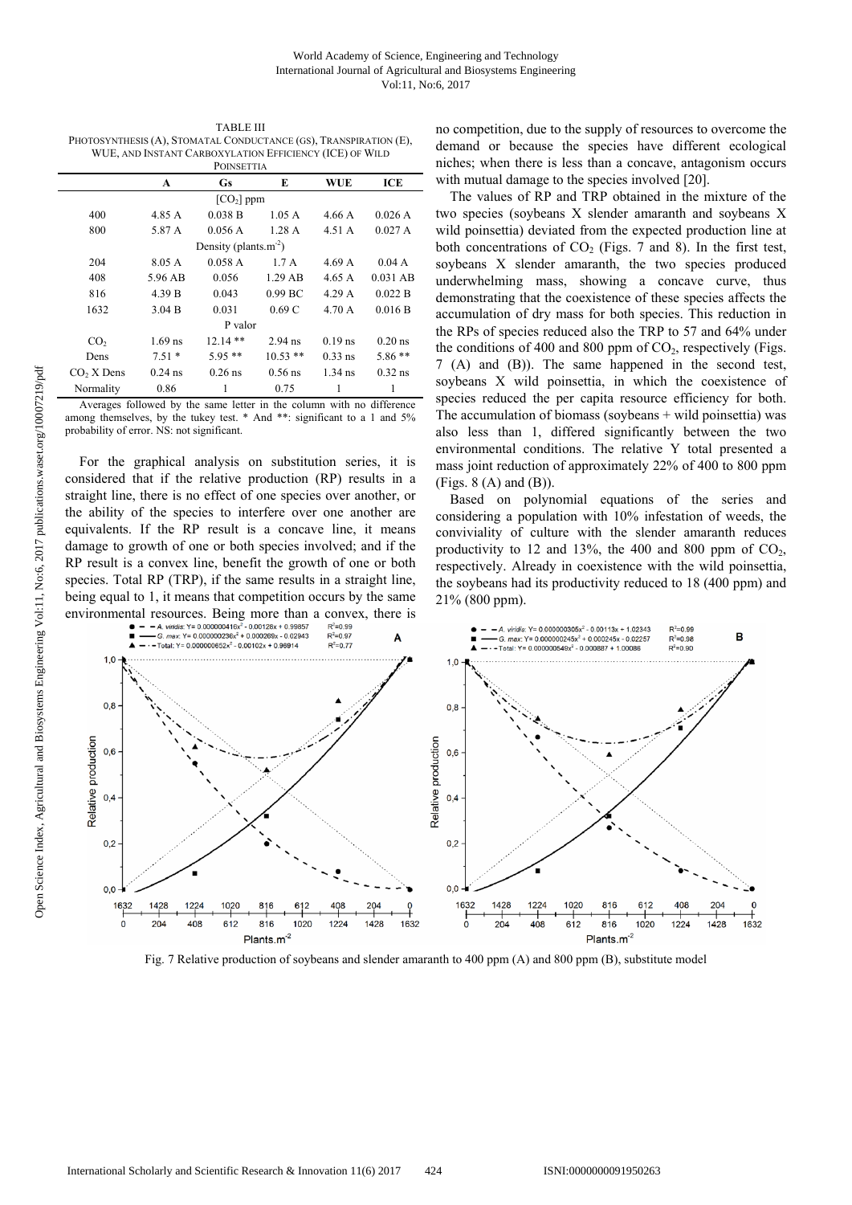TABLE III
PHOTOSYNTHESIS (A), STOMATAL CONDUCTANCE (GS), TRANSPIRATION (E), WUE, AND INSTANT CARBOXYLATION EFFICIENCY (ICE) OF WILD POINSETTIA

| | A | Gs | E | WUE | ICE |
|---|---|---|---|---|---|
| $[CO_2]$ ppm | | | | | |
| 400 | 4.85 A | 0.038 B | 1.05 A | 4.66 A | 0.026 A |
| 800 | 5.87 A | 0.056 A | 1.28 A | 4.51 A | 0.027 A |
| Density (plants.m$^{-2}$) | | | | | |
| 204 | 8.05 A | 0.058 A | 1.7 A | 4.69 A | 0.04 A |
| 408 | 5.96 AB | 0.056 | 1.29 AB | 4.65 A | 0.031 AB |
| 816 | 4.39 B | 0.043 | 0.99 BC | 4.29 A | 0.022 B |
| 1632 | 3.04 B | 0.031 | 0.69 C | 4.70 A | 0.016 B |
| P valor | | | | | |
| $CO_2$ | 1.69 ns | 12.14 ** | 2.94 ns | 0.19 ns | 0.20 ns |
| Dens | 7.51 * | 5.95 ** | 10.53 ** | 0.33 ns | 5.86 ** |
| $CO_2$ X Dens | 0.24 ns | 0.26 ns | 0.56 ns | 1.34 ns | 0.32 ns |
| Normality | 0.86 | 1 | 0.75 | 1 | 1 |

Averages followed by the same letter in the column with no difference among themselves, by the tukey test. * And **: significant to a 1 and 5% probability of error. NS: not significant.

For the graphical analysis on substitution series, it is considered that if the relative production (RP) results in a straight line, there is no effect of one species over another, or the ability of the species to interfere over one another are equivalents. If the RP result is a concave line, it means damage to growth of one or both species involved; and if the RP result is a convex line, benefit the growth of one or both species. Total RP (TRP), if the same results in a straight line, being equal to 1, it means that competition occurs by the same environmental resources. Being more than a convex, there is no competition, due to the supply of resources to overcome the demand or because the species have different ecological niches; when there is less than a concave, antagonism occurs with mutual damage to the species involved [20].

The values of RP and TRP obtained in the mixture of the two species (soybeans X slender amaranth and soybeans X wild poinsettia) deviated from the expected production line at both concentrations of $CO_2$ (Figs. 7 and 8). In the first test, soybeans X slender amaranth, the two species produced underwhelming mass, showing a concave curve, thus demonstrating that the coexistence of these species affects the accumulation of dry mass for both species. This reduction in the RPs of species reduced also the TRP to 57 and 64% under the conditions of 400 and 800 ppm of $CO_2$, respectively (Figs. 7 (A) and (B)). The same happened in the second test, soybeans X wild poinsettia, in which the coexistence of species reduced the per capita resource efficiency for both. The accumulation of biomass (soybeans + wild poinsettia) was also less than 1, differed significantly between the two environmental conditions. The relative Y total presented a mass joint reduction of approximately 22% of 400 to 800 ppm (Figs. 8 (A) and (B)).

Based on polynomial equations of the series and considering a population with 10% infestation of weeds, the conviviality of culture with the slender amaranth reduces productivity to 12 and 13%, the 400 and 800 ppm of $CO_2$, respectively. Already in coexistence with the wild poinsettia, the soybeans had its productivity reduced to 18 (400 ppm) and 21% (800 ppm).

Fig. 7 Relative production of soybeans and slender amaranth to 400 ppm (A) and 800 ppm (B), substitute model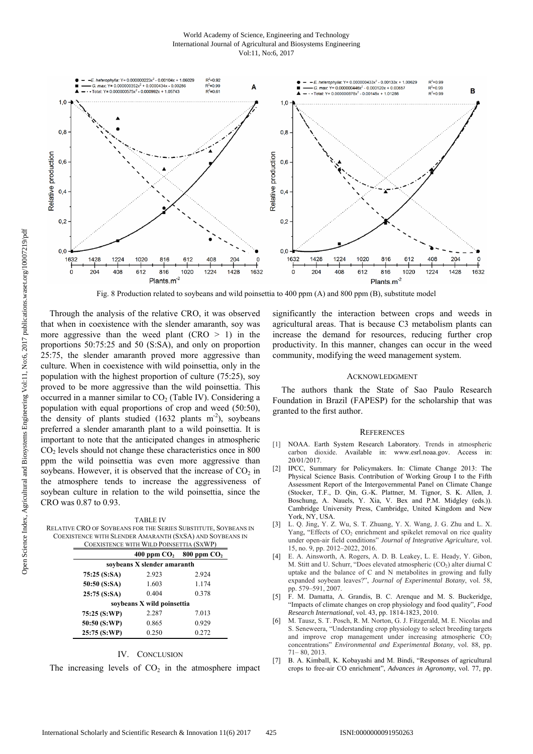Fig. 8 Production related to soybeans and wild poinsettia to 400 ppm (A) and 800 ppm (B), substitute model

Through the analysis of the relative CRO, it was observed that when in coexistence with the slender amaranth, soy was more aggressive than the weed plant (CRO > 1) in the proportions 50:75:25 and 50 (S:SA), and only on proportion 25:75, the slender amaranth proved more aggressive than culture. When in coexistence with wild poinsettia, only in the population with the highest proportion of culture (75:25), soy proved to be more aggressive than the wild poinsettia. This occurred in a manner similar to $CO_2$ (Table IV). Considering a population with equal proportions of crop and weed (50:50), the density of plants studied (1632 plants $m^{-2}$), soybeans preferred a slender amaranth plant to a wild poinsettia. It is important to note that the anticipated changes in atmospheric $CO_2$ levels should not change these characteristics once in 800 ppm the wild poinsettia was even more aggressive than soybeans. However, it is observed that the increase of $CO_2$ in the atmosphere tends to increase the aggressiveness of soybean culture in relation to the wild poinsettia, since the CRO was 0.87 to 0.93.

TABLE IV
RELATIVE CRO OF SOYBEANS FOR THE SERIES SUBSTITUTE, SOYBEANS IN COEXISTENCE WITH SLENDER AMARANTH (SXSA) AND SOYBEANS IN COEXISTENCE WITH WILD POINSETTIA (SXWP)

| | 400 ppm $CO_2$ | 800 ppm $CO_2$ |
|---|---|---|
| **soybeans X slender amaranth** | | |
| **75:25 (S:SA)** | 2.923 | 2.924 |
| **50:50 (S:SA)** | 1.603 | 1.174 |
| **25:75 (S:SA)** | 0.404 | 0.378 |
| **soybeans X wild poinsettia** | | |
| **75:25 (S:WP)** | 2.287 | 7.013 |
| **50:50 (S:WP)** | 0.865 | 0.929 |
| **25:75 (S:WP)** | 0.250 | 0.272 |

## IV. Conclusion

The increasing levels of $CO_2$ in the atmosphere impact significantly the interaction between crops and weeds in agricultural areas. That is because C3 metabolism plants can increase the demand for resources, reducing further crop productivity. In this manner, changes can occur in the weed community, modifying the weed management system.

## Acknowledgment

The authors thank the State of Sao Paulo Research Foundation in Brazil (FAPESP) for the scholarship that was granted to the first author.

## References

[1] NOAA. Earth System Research Laboratory. Trends in atmospheric carbon dioxide. Available in: www.esrl.noaa.gov. Access in: 20/01/2017.

[2] IPCC, Summary for Policymakers. In: Climate Change 2013: The Physical Science Basis. Contribution of Working Group I to the Fifth Assessment Report of the Intergovernmental Panel on Climate Change (Stocker, T.F., D. Qin, G.-K. Plattner, M. Tignor, S. K. Allen, J. Boschung, A. Nauels, Y. Xia, V. Bex and P.M. Midgley (eds.)). Cambridge University Press, Cambridge, United Kingdom and New York, NY, USA.

[3] L. Q. Jing, Y. Z. Wu, S. T. Zhuang, Y. X. Wang, J. G. Zhu and L. X. Yang, "Effects of $CO_2$ enrichment and spikelet removal on rice quality under open-air field conditions" *Journal of Integrative Agriculture,* vol. 15, no. 9, pp. 2012–2022, 2016.

[4] E. A. Ainsworth, A. Rogers, A. D. B. Leakey, L. E. Heady, Y. Gibon, M. Stitt and U. Schurr, "Does elevated atmospheric ($CO_2$) alter diurnal C uptake and the balance of C and N metabolites in growing and fully expanded soybean leaves?", *Journal of Experimental Botany*, vol. 58, pp. 579–591, 2007.

[5] F. M. Damatta, A. Grandis, B. C. Arenque and M. S. Buckeridge, "Impacts of climate changes on crop physiology and food quality", *Food Research International*, vol. 43, pp. 1814-1823, 2010.

[6] M. Tausz, S. T. Posch, R. M. Norton, G. J. Fitzgerald, M. E. Nicolas and S. Seneweera, "Understanding crop physiology to select breeding targets and improve crop management under increasing atmospheric $CO_2$ concentrations" *Environmental and Experimental Botany*, vol. 88, pp. 71– 80, 2013.

[7] B. A. Kimball, K. Kobayashi and M. Bindi, "Responses of agricultural crops to free-air CO enrichment", *Advances in Agronomy*, vol. 77, pp.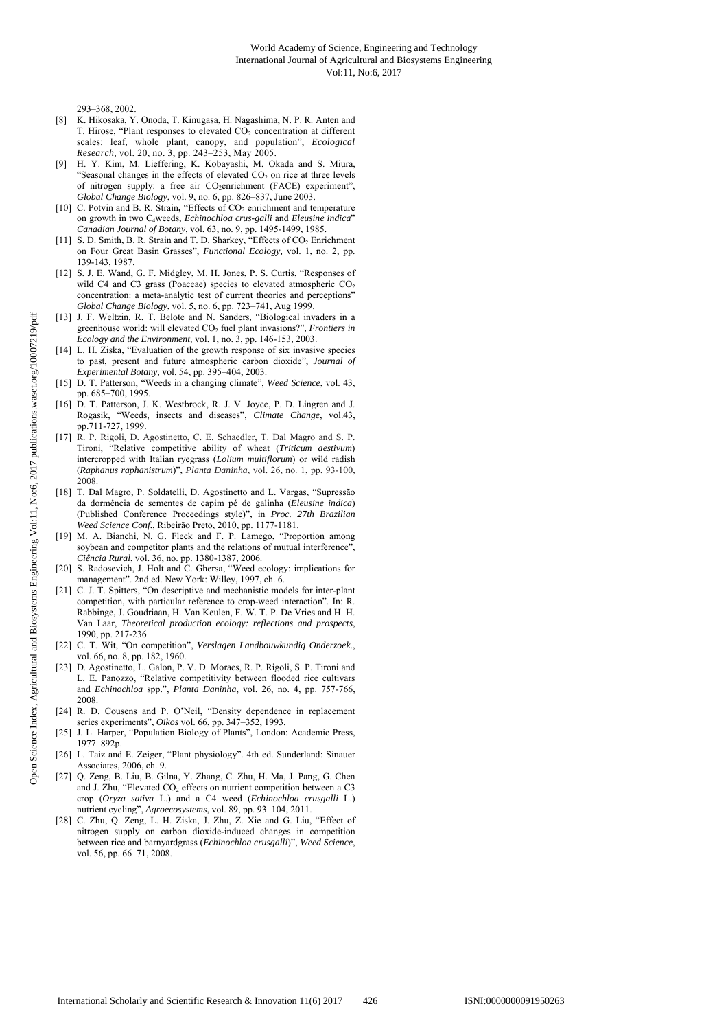293–368, 2002.

[8] K. Hikosaka, Y. Onoda, T. Kinugasa, H. Nagashima, N. P. R. Anten and T. Hirose, "Plant responses to elevated $CO_2$ concentration at different scales: leaf, whole plant, canopy, and population", *Ecological Research*, vol. 20, no. 3, pp. 243–253, May 2005.

[9] H. Y. Kim, M. Lieffering, K. Kobayashi, M. Okada and S. Miura, "Seasonal changes in the effects of elevated $CO_2$ on rice at three levels of nitrogen supply: a free air $CO_2$enrichment (FACE) experiment", *Global Change Biology*, vol. 9, no. 6, pp. 826–837, June 2003.

[10] C. Potvin and B. R. Strain**,** "Effects of $CO_2$ enrichment and temperature on growth in two $C_4$weeds, *Echinochloa crus-galli* and *Eleusine indica*" *Canadian Journal of Botany*, vol. 63, no. 9, pp. 1495-1499, 1985.

[11] S. D. Smith, B. R. Strain and T. D. Sharkey, "Effects of $CO_2$ Enrichment on Four Great Basin Grasses", *Functional Ecology*, vol. 1, no. 2, pp. 139-143, 1987.

[12] S. J. E. Wand, G. F. Midgley, M. H. Jones, P. S. Curtis, "Responses of wild C4 and C3 grass (Poaceae) species to elevated atmospheric $CO_2$ concentration: a meta-analytic test of current theories and perceptions" *Global Change Biology*, vol. 5, no. 6, pp. 723–741, Aug 1999.

[13] J. F. Weltzin, R. T. Belote and N. Sanders, "Biological invaders in a greenhouse world: will elevated $CO_2$ fuel plant invasions?", *Frontiers in Ecology and the Environment*, vol. 1, no. 3, pp. 146-153, 2003.

[14] L. H. Ziska, "Evaluation of the growth response of six invasive species to past, present and future atmospheric carbon dioxide", *Journal of Experimental Botany*, vol. 54, pp. 395–404, 2003.

[15] D. T. Patterson, "Weeds in a changing climate", *Weed Science*, vol. 43, pp. 685–700, 1995.

[16] D. T. Patterson, J. K. Westbrock, R. J. V. Joyce, P. D. Lingren and J. Rogasik, "Weeds, insects and diseases", *Climate Change*, vol.43, pp.711-727, 1999.

[17] R. P. Rigoli, D. Agostinetto, C. E. Schaedler, T. Dal Magro and S. P. Tironi, "Relative competitive ability of wheat (*Triticum aestivum*) intercropped with Italian ryegrass (*Lolium multiflorum*) or wild radish (*Raphanus raphanistrum*)", *Planta Daninha*, vol. 26, no. 1, pp. 93-100, 2008.

[18] T. Dal Magro, P. Soldatelli, D. Agostinetto and L. Vargas, "Supressão da dormência de sementes de capim pé de galinha (*Eleusine indica*) (Published Conference Proceedings style)", in *Proc. 27th Brazilian Weed Science Conf.*, Ribeirão Preto, 2010, pp. 1177-1181.

[19] M. A. Bianchi, N. G. Fleck and F. P. Lamego, "Proportion among soybean and competitor plants and the relations of mutual interference", *Ciência Rural*, vol. 36, no. pp. 1380-1387, 2006.

[20] S. Radosevich, J. Holt and C. Ghersa, "Weed ecology: implications for management". 2nd ed. New York: Willey, 1997, ch. 6.

[21] C. J. T. Spitters, "On descriptive and mechanistic models for inter-plant competition, with particular reference to crop-weed interaction". In: R. Rabbinge, J. Goudriaan, H. Van Keulen, F. W. T. P. De Vries and H. H. Van Laar, *Theoretical production ecology: reflections and prospects*, 1990, pp. 217-236.

[22] C. T. Wit, "On competition", *Verslagen Landbouwkundig Onderzoek.*, vol. 66, no. 8, pp. 182, 1960.

[23] D. Agostinetto, L. Galon, P. V. D. Moraes, R. P. Rigoli, S. P. Tironi and L. E. Panozzo, "Relative competitivity between flooded rice cultivars and *Echinochloa* spp.", *Planta Daninha*, vol. 26, no. 4, pp. 757-766, 2008.

[24] R. D. Cousens and P. O'Neil, "Density dependence in replacement series experiments", *Oikos* vol. 66, pp. 347–352, 1993.

[25] J. L. Harper, "Population Biology of Plants", London: Academic Press, 1977. 892p.

[26] L. Taiz and E. Zeiger, "Plant physiology". 4th ed. Sunderland: Sinauer Associates, 2006, ch. 9.

[27] Q. Zeng, B. Liu, B. Gilna, Y. Zhang, C. Zhu, H. Ma, J. Pang, G. Chen and J. Zhu, "Elevated $CO_2$ effects on nutrient competition between a C3 crop (*Oryza sativa* L.) and a C4 weed (*Echinochloa crusgalli* L.) nutrient cycling", *Agroecosystems*, vol. 89, pp. 93–104, 2011.

[28] C. Zhu, Q. Zeng, L. H. Ziska, J. Zhu, Z. Xie and G. Liu, "Effect of nitrogen supply on carbon dioxide-induced changes in competition between rice and barnyardgrass (*Echinochloa crusgalli*)", *Weed Science*, vol. 56, pp. 66–71, 2008.